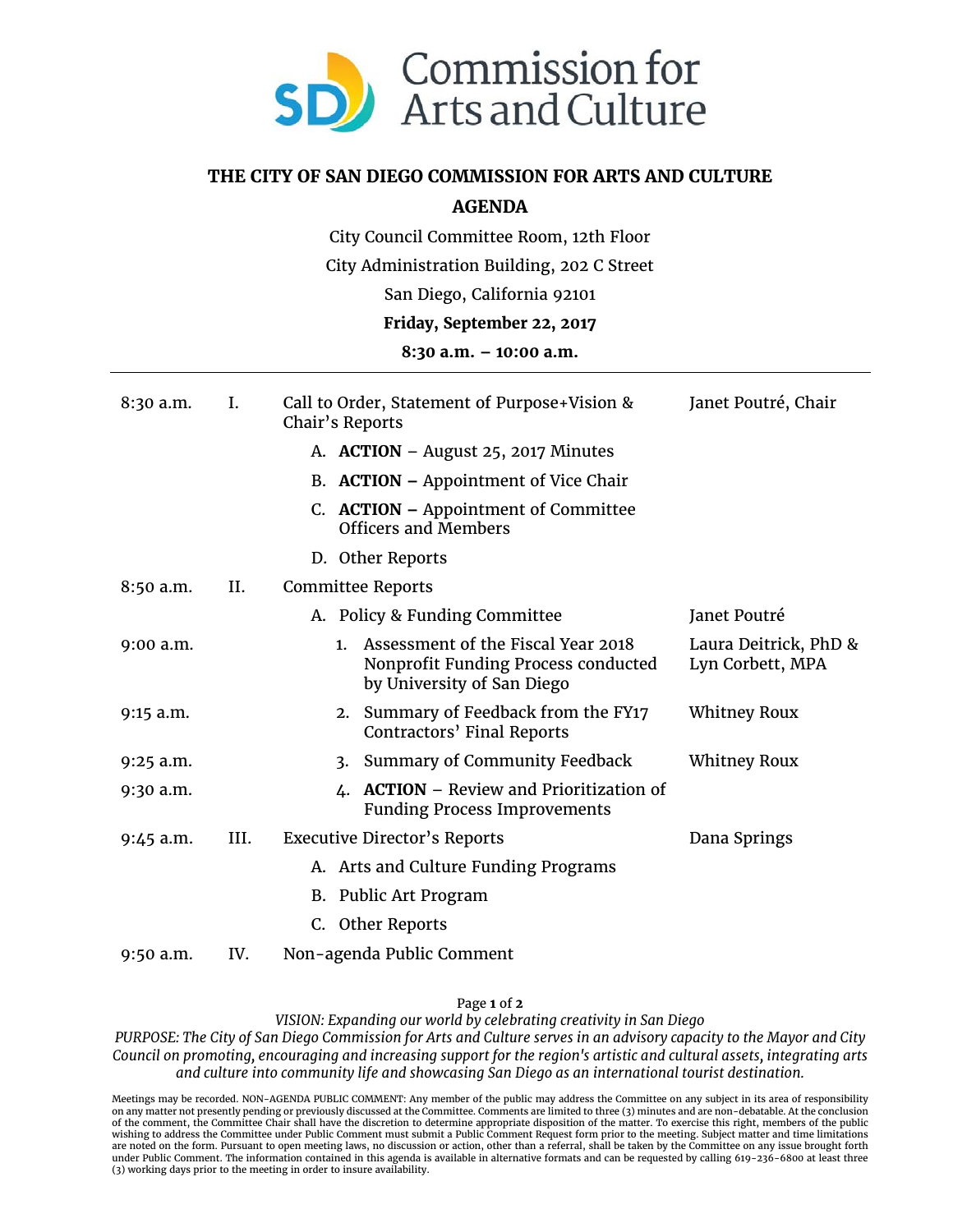# THE CITY OF SAN DIEGO COMMISSION FOR ARTS AND CULTURE

## AGENDA

City Council Committee Room, 12th Floor

City Administration Building, 202 C Street

San Diego, California 92101

**Friday, September 22, 2017**

**8:30 a.m. – 10:00 a.m.**

---

| Time | Item | Description | Presenter |
|---|---|---|---|
| 8:30 a.m. | I. | Call to Order, Statement of Purpose+Vision & Chair's Reports | Janet Poutré, Chair |
| | | A. **ACTION** – August 25, 2017 Minutes | |
| | | B. **ACTION –** Appointment of Vice Chair | |
| | | C. **ACTION –** Appointment of Committee Officers and Members | |
| | | D. Other Reports | |
| 8:50 a.m. | II. | Committee Reports | |
| | | A. Policy & Funding Committee | Janet Poutré |
| 9:00 a.m. | | 1. Assessment of the Fiscal Year 2018 Nonprofit Funding Process conducted by University of San Diego | Laura Deitrick, PhD & Lyn Corbett, MPA |
| 9:15 a.m. | | 2. Summary of Feedback from the FY17 Contractors' Final Reports | Whitney Roux |
| 9:25 a.m. | | 3. Summary of Community Feedback | Whitney Roux |
| 9:30 a.m. | | 4. **ACTION** – Review and Prioritization of Funding Process Improvements | |
| 9:45 a.m. | III. | Executive Director's Reports | Dana Springs |
| | | A. Arts and Culture Funding Programs | |
| | | B. Public Art Program | |
| | | C. Other Reports | |
| 9:50 a.m. | IV. | Non-agenda Public Comment | |

*VISION: Expanding our world by celebrating creativity in San Diego*

*PURPOSE: The City of San Diego Commission for Arts and Culture serves in an advisory capacity to the Mayor and City Council on promoting, encouraging and increasing support for the region's artistic and cultural assets, integrating arts and culture into community life and showcasing San Diego as an international tourist destination.*

Meetings may be recorded. NON-AGENDA PUBLIC COMMENT: Any member of the public may address the Committee on any subject in its area of responsibility on any matter not presently pending or previously discussed at the Committee. Comments are limited to three (3) minutes and are non-debatable. At the conclusion of the comment, the Committee Chair shall have the discretion to determine appropriate disposition of the matter. To exercise this right, members of the public wishing to address the Committee under Public Comment must submit a Public Comment Request form prior to the meeting. Subject matter and time limitations are noted on the form. Pursuant to open meeting laws, no discussion or action, other than a referral, shall be taken by the Committee on any issue brought forth under Public Comment. The information contained in this agenda is available in alternative formats and can be requested by calling 619-236-6800 at least three (3) working days prior to the meeting in order to insure availability.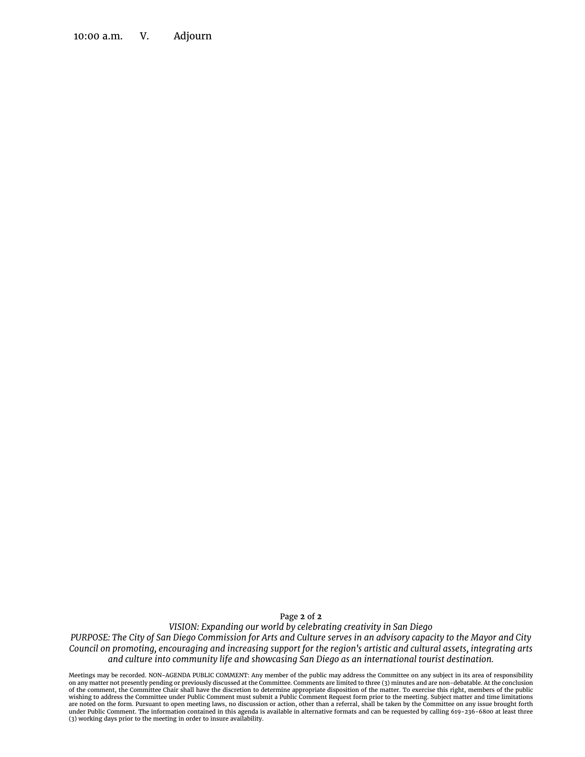10:00 a.m. V. Adjourn

*VISION: Expanding our world by celebrating creativity in San Diego*
*PURPOSE: The City of San Diego Commission for Arts and Culture serves in an advisory capacity to the Mayor and City Council on promoting, encouraging and increasing support for the region's artistic and cultural assets, integrating arts and culture into community life and showcasing San Diego as an international tourist destination.*

Meetings may be recorded. NON-AGENDA PUBLIC COMMENT: Any member of the public may address the Committee on any subject in its area of responsibility on any matter not presently pending or previously discussed at the Committee. Comments are limited to three (3) minutes and are non-debatable. At the conclusion of the comment, the Committee Chair shall have the discretion to determine appropriate disposition of the matter. To exercise this right, members of the public wishing to address the Committee under Public Comment must submit a Public Comment Request form prior to the meeting. Subject matter and time limitations are noted on the form. Pursuant to open meeting laws, no discussion or action, other than a referral, shall be taken by the Committee on any issue brought forth under Public Comment. The information contained in this agenda is available in alternative formats and can be requested by calling 619-236-6800 at least three (3) working days prior to the meeting in order to insure availability.